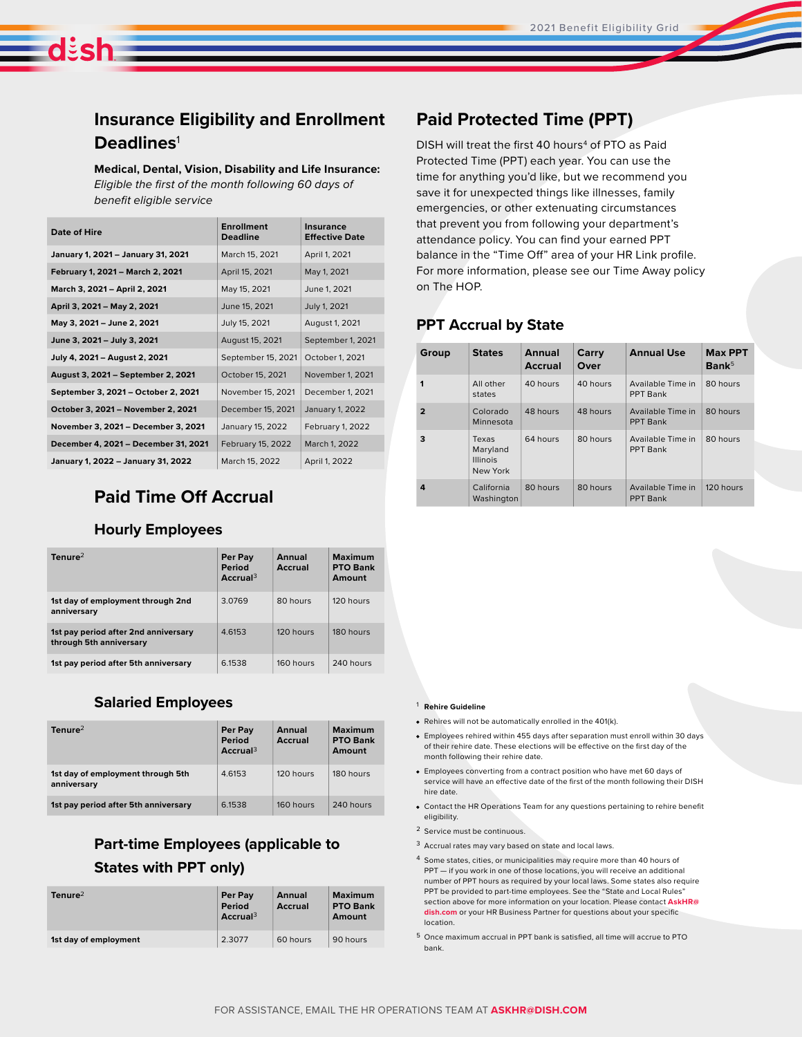# Insurance Eligibility and Enrollment Deadlines[1]

**Medical, Dental, Vision, Disability and Life Insurance:**
*Eligible the first of the month following 60 days of benefit eligible service*

| Date of Hire | Enrollment Deadline | Insurance Effective Date |
|---|---|---|
| **January 1, 2021 – January 31, 2021** | March 15, 2021 | April 1, 2021 |
| **February 1, 2021 – March 2, 2021** | April 15, 2021 | May 1, 2021 |
| **March 3, 2021 – April 2, 2021** | May 15, 2021 | June 1, 2021 |
| **April 3, 2021 – May 2, 2021** | June 15, 2021 | July 1, 2021 |
| **May 3, 2021 – June 2, 2021** | July 15, 2021 | August 1, 2021 |
| **June 3, 2021 – July 3, 2021** | August 15, 2021 | September 1, 2021 |
| **July 4, 2021 – August 2, 2021** | September 15, 2021 | October 1, 2021 |
| **August 3, 2021 – September 2, 2021** | October 15, 2021 | November 1, 2021 |
| **September 3, 2021 – October 2, 2021** | November 15, 2021 | December 1, 2021 |
| **October 3, 2021 – November 2, 2021** | December 15, 2021 | January 1, 2022 |
| **November 3, 2021 – December 3, 2021** | January 15, 2022 | February 1, 2022 |
| **December 4, 2021 – December 31, 2021** | February 15, 2022 | March 1, 2022 |
| **January 1, 2022 – January 31, 2022** | March 15, 2022 | April 1, 2022 |

# Paid Time Off Accrual

## Hourly Employees

| Tenure[2] | Per Pay Period Accrual[3] | Annual Accrual | Maximum PTO Bank Amount |
|---|---|---|---|
| **1st day of employment through 2nd anniversary** | 3.0769 | 80 hours | 120 hours |
| **1st pay period after 2nd anniversary through 5th anniversary** | 4.6153 | 120 hours | 180 hours |
| **1st pay period after 5th anniversary** | 6.1538 | 160 hours | 240 hours |

## Salaried Employees

| Tenure[2] | Per Pay Period Accrual[3] | Annual Accrual | Maximum PTO Bank Amount |
|---|---|---|---|
| **1st day of employment through 5th anniversary** | 4.6153 | 120 hours | 180 hours |
| **1st pay period after 5th anniversary** | 6.1538 | 160 hours | 240 hours |

## Part-time Employees (applicable to States with PPT only)

| Tenure[2] | Per Pay Period Accrual[3] | Annual Accrual | Maximum PTO Bank Amount |
|---|---|---|---|
| **1st day of employment** | 2.3077 | 60 hours | 90 hours |

# Paid Protected Time (PPT)

DISH will treat the first 40 hours[4] of PTO as Paid Protected Time (PPT) each year. You can use the time for anything you'd like, but we recommend you save it for unexpected things like illnesses, family emergencies, or other extenuating circumstances that prevent you from following your department's attendance policy. You can find your earned PPT balance in the "Time Off" area of your HR Link profile. For more information, please see our Time Away policy on The HOP.

## PPT Accrual by State

| Group | States | Annual Accrual | Carry Over | Annual Use | Max PPT Bank[5] |
|---|---|---|---|---|---|
| **1** | All other states | 40 hours | 40 hours | Available Time in PPT Bank | 80 hours |
| **2** | Colorado Minnesota | 48 hours | 48 hours | Available Time in PPT Bank | 80 hours |
| **3** | Texas Maryland Illinois New York | 64 hours | 80 hours | Available Time in PPT Bank | 80 hours |
| **4** | California Washington | 80 hours | 80 hours | Available Time in PPT Bank | 120 hours |

[1] **Rehire Guideline**

- Rehires will not be automatically enrolled in the 401(k).
- Employees rehired within 455 days after separation must enroll within 30 days of their rehire date. These elections will be effective on the first day of the month following their rehire date.
- Employees converting from a contract position who have met 60 days of service will have an effective date of the first of the month following their DISH hire date.
- Contact the HR Operations Team for any questions pertaining to rehire benefit eligibility.

[2] Service must be continuous.

[3] Accrual rates may vary based on state and local laws.

[4] Some states, cities, or municipalities may require more than 40 hours of PPT — if you work in one of those locations, you will receive an additional number of PPT hours as required by your local laws. Some states also require PPT be provided to part-time employees. See the "State and Local Rules" section above for more information on your location. Please contact **AskHR@dish.com** or your HR Business Partner for questions about your specific location.

[5] Once maximum accrual in PPT bank is satisfied, all time will accrue to PTO bank.

FOR ASSISTANCE, EMAIL THE HR OPERATIONS TEAM AT **ASKHR@DISH.COM**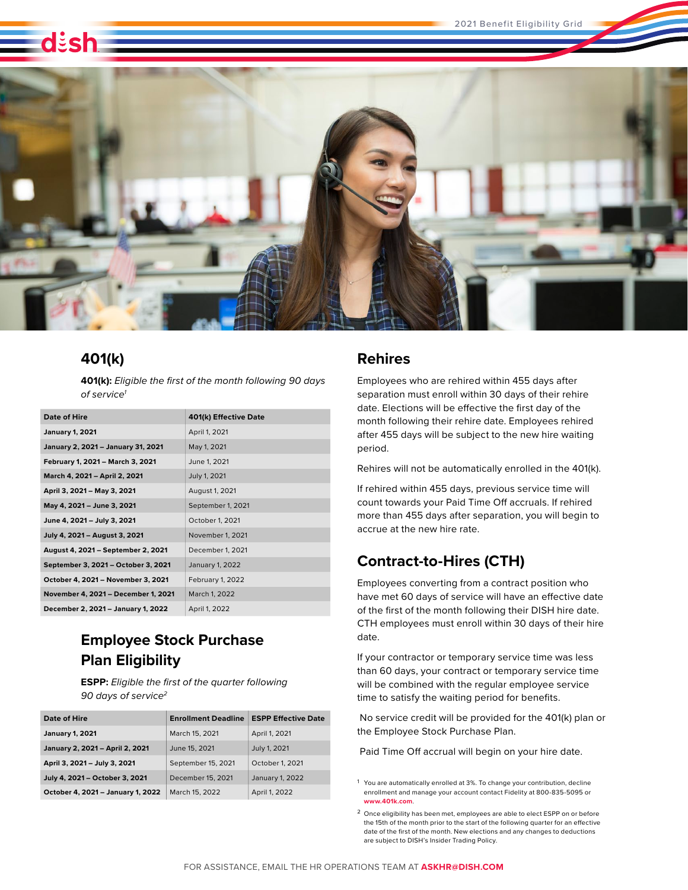## 401(k)

**401(k):** *Eligible the first of the month following 90 days of service*[1]

| Date of Hire | 401(k) Effective Date |
|---|---|
| **January 1, 2021** | April 1, 2021 |
| **January 2, 2021 – January 31, 2021** | May 1, 2021 |
| **February 1, 2021 – March 3, 2021** | June 1, 2021 |
| **March 4, 2021 – April 2, 2021** | July 1, 2021 |
| **April 3, 2021 – May 3, 2021** | August 1, 2021 |
| **May 4, 2021 – June 3, 2021** | September 1, 2021 |
| **June 4, 2021 – July 3, 2021** | October 1, 2021 |
| **July 4, 2021 – August 3, 2021** | November 1, 2021 |
| **August 4, 2021 – September 2, 2021** | December 1, 2021 |
| **September 3, 2021 – October 3, 2021** | January 1, 2022 |
| **October 4, 2021 – November 3, 2021** | February 1, 2022 |
| **November 4, 2021 – December 1, 2021** | March 1, 2022 |
| **December 2, 2021 – January 1, 2022** | April 1, 2022 |

## Employee Stock Purchase Plan Eligibility

**ESPP:** *Eligible the first of the quarter following 90 days of service*[2]

| Date of Hire | Enrollment Deadline | ESPP Effective Date |
|---|---|---|
| **January 1, 2021** | March 15, 2021 | April 1, 2021 |
| **January 2, 2021 – April 2, 2021** | June 15, 2021 | July 1, 2021 |
| **April 3, 2021 – July 3, 2021** | September 15, 2021 | October 1, 2021 |
| **July 4, 2021 – October 3, 2021** | December 15, 2021 | January 1, 2022 |
| **October 4, 2021 – January 1, 2022** | March 15, 2022 | April 1, 2022 |

## Rehires

Employees who are rehired within 455 days after separation must enroll within 30 days of their rehire date. Elections will be effective the first day of the month following their rehire date. Employees rehired after 455 days will be subject to the new hire waiting period.

Rehires will not be automatically enrolled in the 401(k).

If rehired within 455 days, previous service time will count towards your Paid Time Off accruals. If rehired more than 455 days after separation, you will begin to accrue at the new hire rate.

## Contract-to-Hires (CTH)

Employees converting from a contract position who have met 60 days of service will have an effective date of the first of the month following their DISH hire date. CTH employees must enroll within 30 days of their hire date.

If your contractor or temporary service time was less than 60 days, your contract or temporary service time will be combined with the regular employee service time to satisfy the waiting period for benefits.

No service credit will be provided for the 401(k) plan or the Employee Stock Purchase Plan.

Paid Time Off accrual will begin on your hire date.

[1] You are automatically enrolled at 3%. To change your contribution, decline enrollment and manage your account contact Fidelity at 800-835-5095 or **www.401k.com**.

[2] Once eligibility has been met, employees are able to elect ESPP on or before the 15th of the month prior to the start of the following quarter for an effective date of the first of the month. New elections and any changes to deductions are subject to DISH's Insider Trading Policy.

FOR ASSISTANCE, EMAIL THE HR OPERATIONS TEAM AT **ASKHR@DISH.COM**